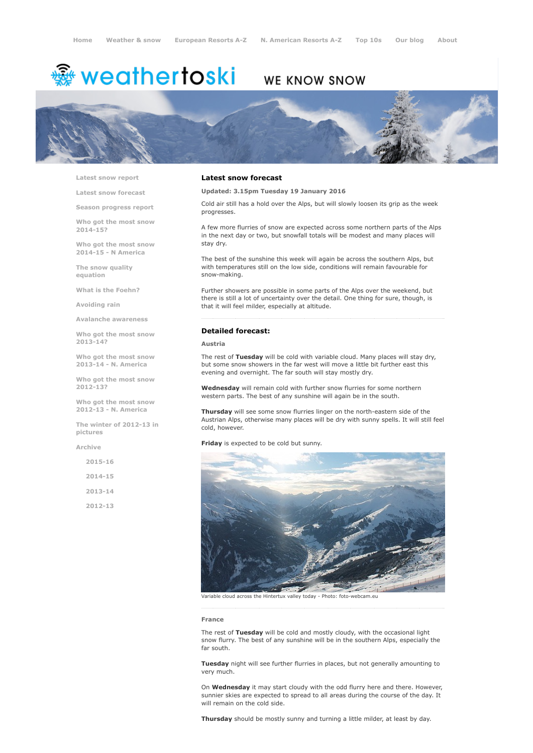Home   Weather & snow   European Resorts A-Z   N. American Resorts A-Z   Top 10s   Our blog   About

weathertoski WE KNOW SNOW

- Latest snow report
- Latest snow forecast
- Season progress report
- Who got the most snow 2014-15?
- Who got the most snow 2014-15 - N America
- The snow quality equation
- What is the Foehn?
- Avoiding rain
- Avalanche awareness
- Who got the most snow 2013-14?
- Who got the most snow 2013-14 - N. America
- Who got the most snow 2012-13?
- Who got the most snow 2012-13 - N. America
- The winter of 2012-13 in pictures
- Archive
  - 2015-16
  - 2014-15
  - 2013-14
  - 2012-13

## Latest snow forecast

**Updated: 3.15pm Tuesday 19 January 2016**

Cold air still has a hold over the Alps, but will slowly loosen its grip as the week progresses.

A few more flurries of snow are expected across some northern parts of the Alps in the next day or two, but snowfall totals will be modest and many places will stay dry.

The best of the sunshine this week will again be across the southern Alps, but with temperatures still on the low side, conditions will remain favourable for snow-making.

Further showers are possible in some parts of the Alps over the weekend, but there is still a lot of uncertainty over the detail. One thing for sure, though, is that it will feel milder, especially at altitude.

## Detailed forecast:

### Austria

The rest of **Tuesday** will be cold with variable cloud. Many places will stay dry, but some snow showers in the far west will move a little bit further east this evening and overnight. The far south will stay mostly dry.

**Wednesday** will remain cold with further snow flurries for some northern western parts. The best of any sunshine will again be in the south.

**Thursday** will see some snow flurries linger on the north-eastern side of the Austrian Alps, otherwise many places will be dry with sunny spells. It will still feel cold, however.

**Friday** is expected to be cold but sunny.

Variable cloud across the Hintertux valley today - Photo: foto-webcam.eu

### France

The rest of **Tuesday** will be cold and mostly cloudy, with the occasional light snow flurry. The best of any sunshine will be in the southern Alps, especially the far south.

**Tuesday** night will see further flurries in places, but not generally amounting to very much.

On **Wednesday** it may start cloudy with the odd flurry here and there. However, sunnier skies are expected to spread to all areas during the course of the day. It will remain on the cold side.

**Thursday** should be mostly sunny and turning a little milder, at least by day.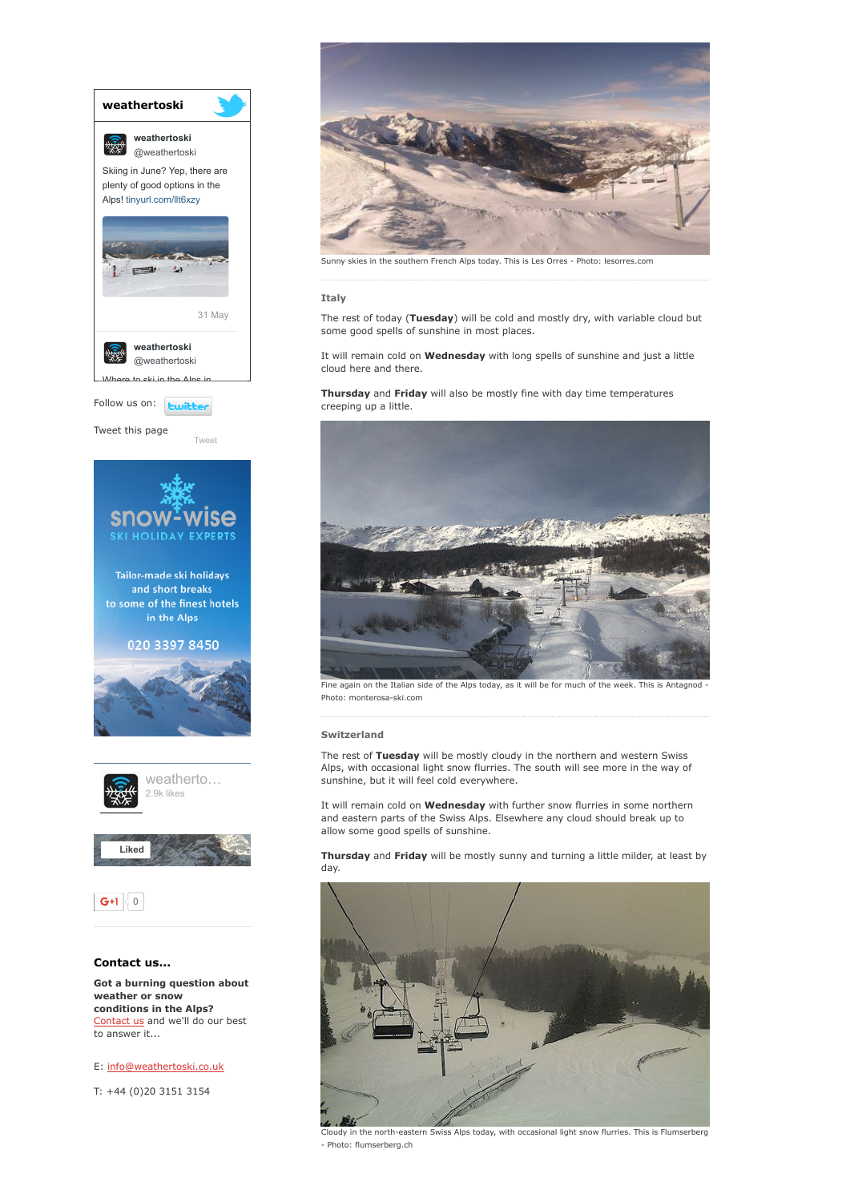Sunny skies in the southern French Alps today. This is Les Orres - Photo: lesorres.com

### Italy

The rest of today (**Tuesday**) will be cold and mostly dry, with variable cloud but some good spells of sunshine in most places.

It will remain cold on **Wednesday** with long spells of sunshine and just a little cloud here and there.

**Thursday** and **Friday** will also be mostly fine with day time temperatures creeping up a little.

Fine again on the Italian side of the Alps today, as it will be for much of the week. This is Antagnod - Photo: monterosa-ski.com

### Switzerland

The rest of **Tuesday** will be mostly cloudy in the northern and western Swiss Alps, with occasional light snow flurries. The south will see more in the way of sunshine, but it will feel cold everywhere.

It will remain cold on **Wednesday** with further snow flurries in some northern and eastern parts of the Swiss Alps. Elsewhere any cloud should break up to allow some good spells of sunshine.

**Thursday** and **Friday** will be mostly sunny and turning a little milder, at least by day.

Cloudy in the north-eastern Swiss Alps today, with occasional light snow flurries. This is Flumserberg - Photo: flumserberg.ch

**weathertoski**

weathertoski @weathertoski

Skiing in June? Yep, there are plenty of good options in the Alps! tinyurl.com/llt6xzy

31 May

weathertoski @weathertoski

Follow us on: twitter

Tweet this page Tweet

snow-wise SKI HOLIDAY EXPERTS

Tailor-made ski holidays and short breaks to some of the finest hotels in the Alps

020 3397 8450

weatherto… 2.9k likes

Liked

G+1 0

### Contact us...

**Got a burning question about weather or snow conditions in the Alps?** Contact us and we'll do our best to answer it...

E: info@weathertoski.co.uk

T: +44 (0)20 3151 3154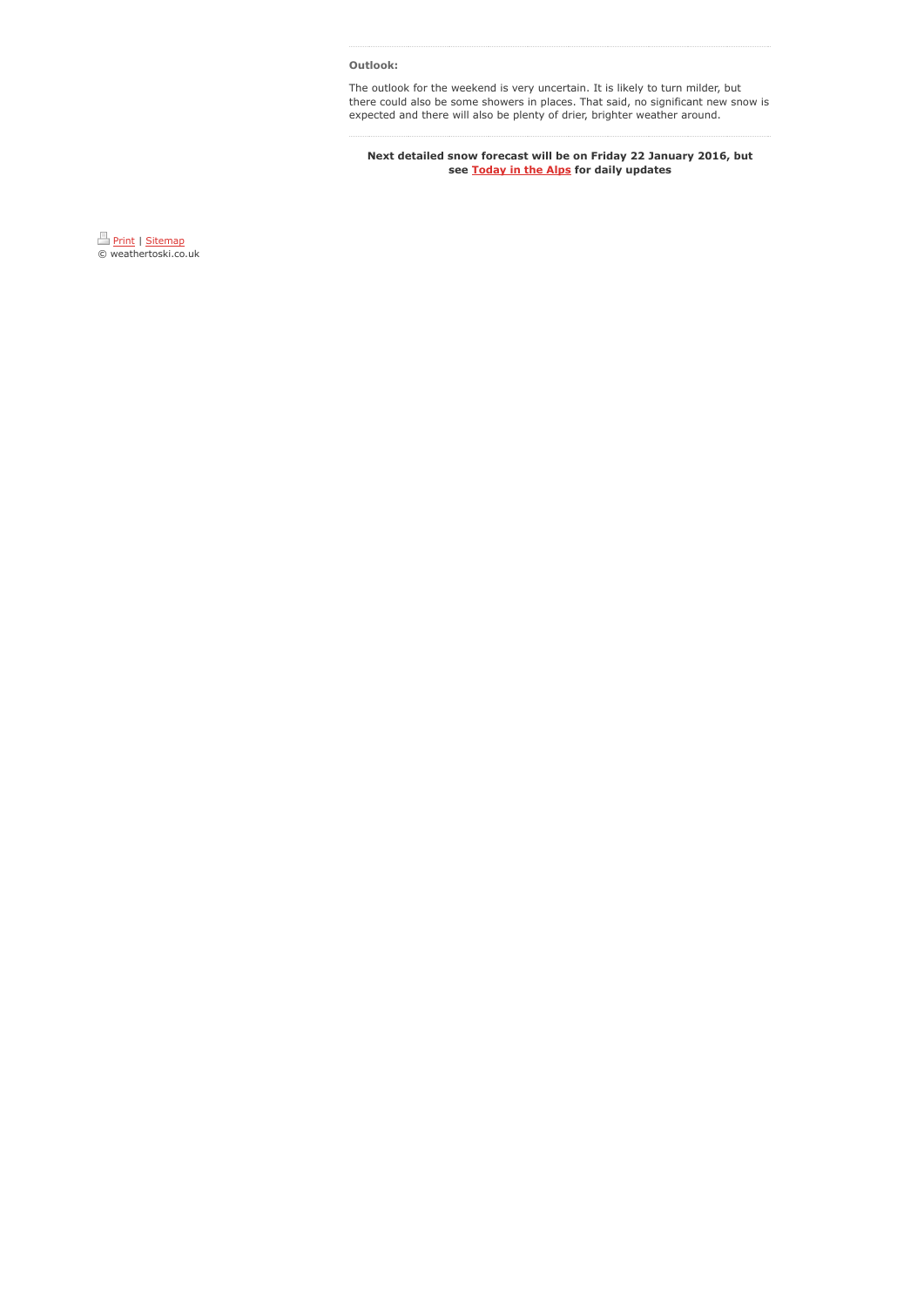**Outlook:**

The outlook for the weekend is very uncertain. It is likely to turn milder, but there could also be some showers in places. That said, no significant new snow is expected and there will also be plenty of drier, brighter weather around.

**Next detailed snow forecast will be on Friday 22 January 2016, but see Today in the Alps for daily updates**

Print | Sitemap
© weathertoski.co.uk